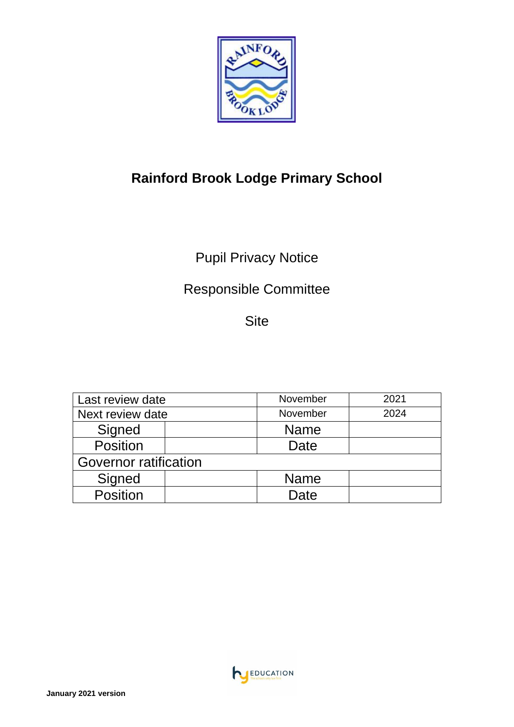# Rainford Brook Lodge Primary School

Pupil Privacy Notice

Responsible Committee

Site

| Last review date | | November | 2021 |
|---|---|---|---|
| Next review date | | November | 2024 |
| Signed | | Name | |
| Position | | Date | |
| Governor ratification | | | |
| Signed | | Name | |
| Position | | Date | |

**January 2021 version**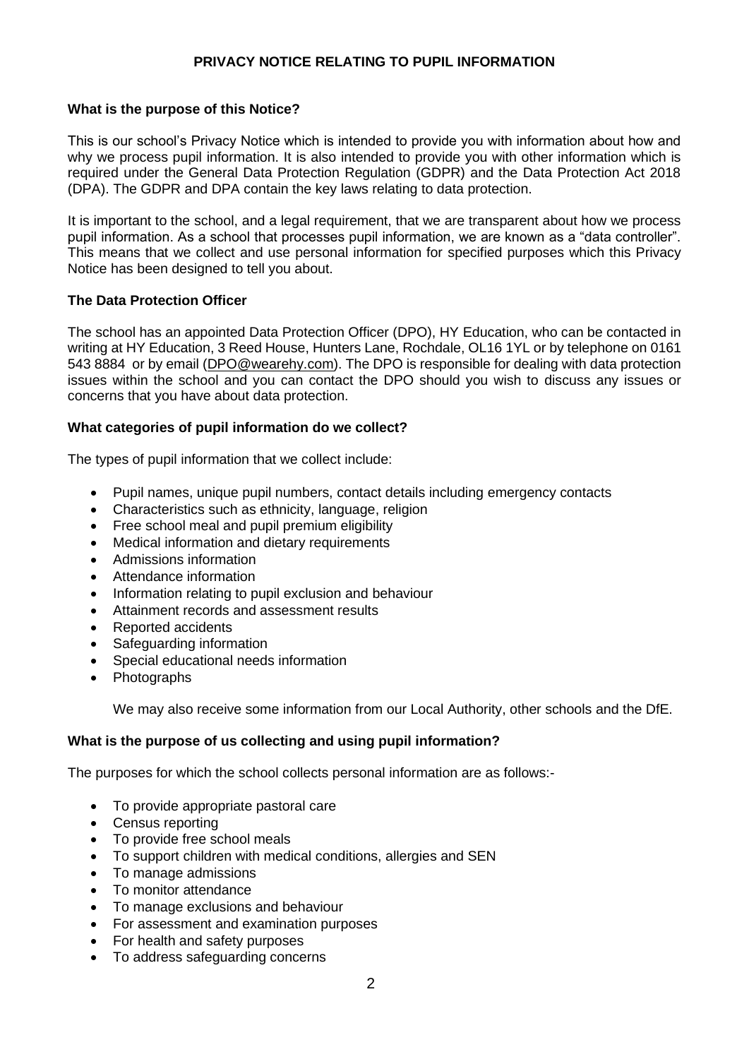# PRIVACY NOTICE RELATING TO PUPIL INFORMATION

## What is the purpose of this Notice?

This is our school's Privacy Notice which is intended to provide you with information about how and why we process pupil information. It is also intended to provide you with other information which is required under the General Data Protection Regulation (GDPR) and the Data Protection Act 2018 (DPA). The GDPR and DPA contain the key laws relating to data protection.

It is important to the school, and a legal requirement, that we are transparent about how we process pupil information. As a school that processes pupil information, we are known as a "data controller". This means that we collect and use personal information for specified purposes which this Privacy Notice has been designed to tell you about.

## The Data Protection Officer

The school has an appointed Data Protection Officer (DPO), HY Education, who can be contacted in writing at HY Education, 3 Reed House, Hunters Lane, Rochdale, OL16 1YL or by telephone on 0161 543 8884 or by email (DPO@wearehy.com). The DPO is responsible for dealing with data protection issues within the school and you can contact the DPO should you wish to discuss any issues or concerns that you have about data protection.

## What categories of pupil information do we collect?

The types of pupil information that we collect include:

- Pupil names, unique pupil numbers, contact details including emergency contacts
- Characteristics such as ethnicity, language, religion
- Free school meal and pupil premium eligibility
- Medical information and dietary requirements
- Admissions information
- Attendance information
- Information relating to pupil exclusion and behaviour
- Attainment records and assessment results
- Reported accidents
- Safeguarding information
- Special educational needs information
- Photographs

We may also receive some information from our Local Authority, other schools and the DfE.

## What is the purpose of us collecting and using pupil information?

The purposes for which the school collects personal information are as follows:-

- To provide appropriate pastoral care
- Census reporting
- To provide free school meals
- To support children with medical conditions, allergies and SEN
- To manage admissions
- To monitor attendance
- To manage exclusions and behaviour
- For assessment and examination purposes
- For health and safety purposes
- To address safeguarding concerns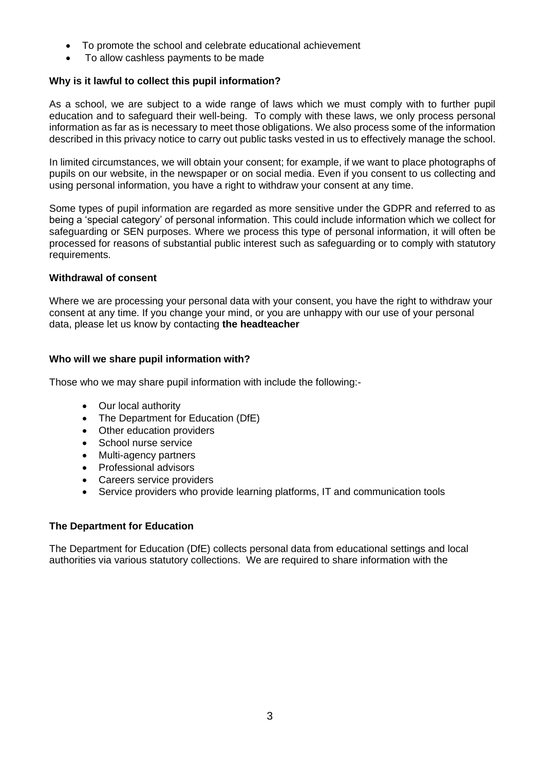- To promote the school and celebrate educational achievement
- To allow cashless payments to be made

**Why is it lawful to collect this pupil information?**

As a school, we are subject to a wide range of laws which we must comply with to further pupil education and to safeguard their well-being. To comply with these laws, we only process personal information as far as is necessary to meet those obligations. We also process some of the information described in this privacy notice to carry out public tasks vested in us to effectively manage the school.

In limited circumstances, we will obtain your consent; for example, if we want to place photographs of pupils on our website, in the newspaper or on social media. Even if you consent to us collecting and using personal information, you have a right to withdraw your consent at any time.

Some types of pupil information are regarded as more sensitive under the GDPR and referred to as being a 'special category' of personal information. This could include information which we collect for safeguarding or SEN purposes. Where we process this type of personal information, it will often be processed for reasons of substantial public interest such as safeguarding or to comply with statutory requirements.

**Withdrawal of consent**

Where we are processing your personal data with your consent, you have the right to withdraw your consent at any time. If you change your mind, or you are unhappy with our use of your personal data, please let us know by contacting **the headteacher**

**Who will we share pupil information with?**

Those who we may share pupil information with include the following:-

- Our local authority
- The Department for Education (DfE)
- Other education providers
- School nurse service
- Multi-agency partners
- Professional advisors
- Careers service providers
- Service providers who provide learning platforms, IT and communication tools

**The Department for Education**

The Department for Education (DfE) collects personal data from educational settings and local authorities via various statutory collections. We are required to share information with the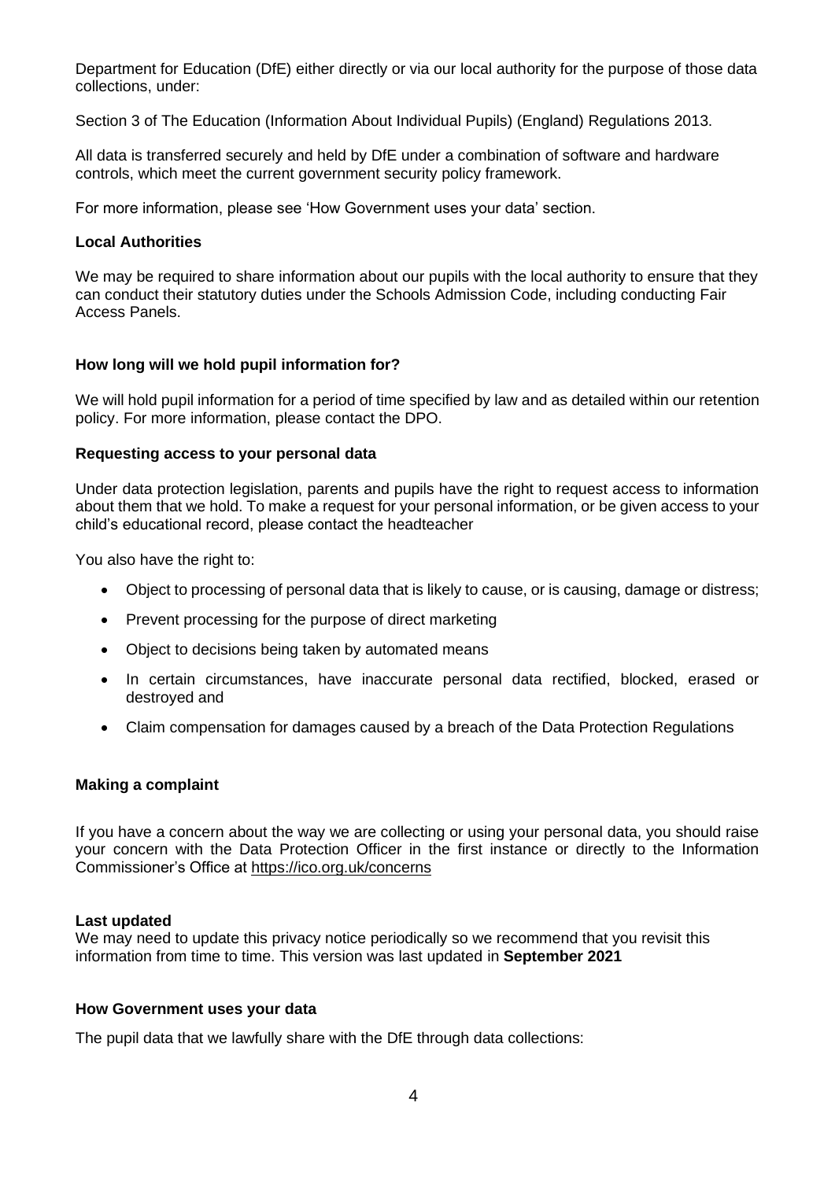Department for Education (DfE) either directly or via our local authority for the purpose of those data collections, under:

Section 3 of The Education (Information About Individual Pupils) (England) Regulations 2013.

All data is transferred securely and held by DfE under a combination of software and hardware controls, which meet the current government security policy framework.

For more information, please see 'How Government uses your data' section.

**Local Authorities**

We may be required to share information about our pupils with the local authority to ensure that they can conduct their statutory duties under the Schools Admission Code, including conducting Fair Access Panels.

**How long will we hold pupil information for?**

We will hold pupil information for a period of time specified by law and as detailed within our retention policy. For more information, please contact the DPO.

**Requesting access to your personal data**

Under data protection legislation, parents and pupils have the right to request access to information about them that we hold. To make a request for your personal information, or be given access to your child's educational record, please contact the headteacher

You also have the right to:

- Object to processing of personal data that is likely to cause, or is causing, damage or distress;
- Prevent processing for the purpose of direct marketing
- Object to decisions being taken by automated means
- In certain circumstances, have inaccurate personal data rectified, blocked, erased or destroyed and
- Claim compensation for damages caused by a breach of the Data Protection Regulations

**Making a complaint**

If you have a concern about the way we are collecting or using your personal data, you should raise your concern with the Data Protection Officer in the first instance or directly to the Information Commissioner's Office at https://ico.org.uk/concerns

**Last updated**

We may need to update this privacy notice periodically so we recommend that you revisit this information from time to time. This version was last updated in **September 2021**

**How Government uses your data**

The pupil data that we lawfully share with the DfE through data collections: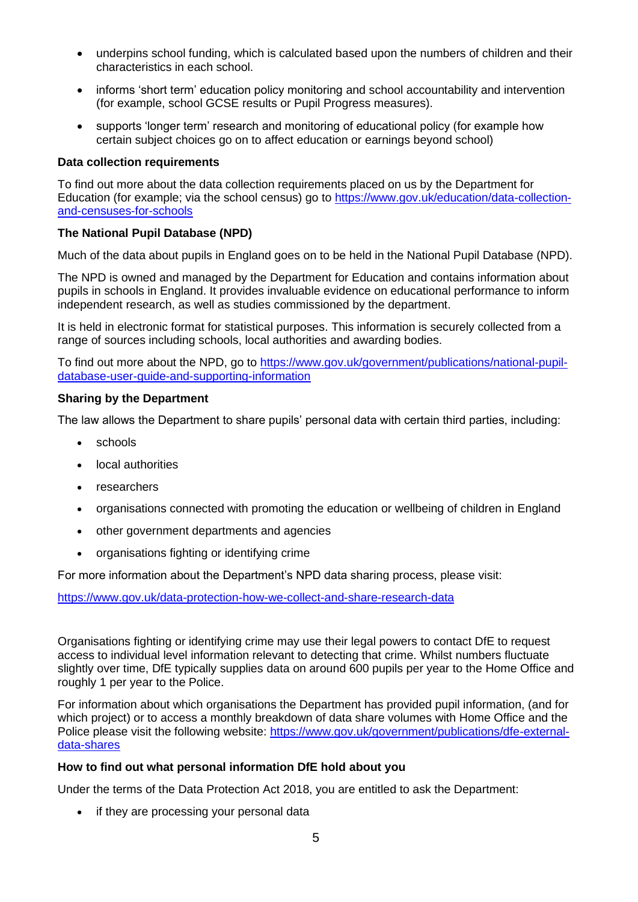- underpins school funding, which is calculated based upon the numbers of children and their characteristics in each school.
- informs 'short term' education policy monitoring and school accountability and intervention (for example, school GCSE results or Pupil Progress measures).
- supports 'longer term' research and monitoring of educational policy (for example how certain subject choices go on to affect education or earnings beyond school)

**Data collection requirements**

To find out more about the data collection requirements placed on us by the Department for Education (for example; via the school census) go to https://www.gov.uk/education/data-collection-and-censuses-for-schools

**The National Pupil Database (NPD)**

Much of the data about pupils in England goes on to be held in the National Pupil Database (NPD).

The NPD is owned and managed by the Department for Education and contains information about pupils in schools in England. It provides invaluable evidence on educational performance to inform independent research, as well as studies commissioned by the department.

It is held in electronic format for statistical purposes. This information is securely collected from a range of sources including schools, local authorities and awarding bodies.

To find out more about the NPD, go to https://www.gov.uk/government/publications/national-pupil-database-user-guide-and-supporting-information

**Sharing by the Department**

The law allows the Department to share pupils' personal data with certain third parties, including:

- schools
- local authorities
- researchers
- organisations connected with promoting the education or wellbeing of children in England
- other government departments and agencies
- organisations fighting or identifying crime

For more information about the Department's NPD data sharing process, please visit:

https://www.gov.uk/data-protection-how-we-collect-and-share-research-data

Organisations fighting or identifying crime may use their legal powers to contact DfE to request access to individual level information relevant to detecting that crime. Whilst numbers fluctuate slightly over time, DfE typically supplies data on around 600 pupils per year to the Home Office and roughly 1 per year to the Police.

For information about which organisations the Department has provided pupil information, (and for which project) or to access a monthly breakdown of data share volumes with Home Office and the Police please visit the following website: https://www.gov.uk/government/publications/dfe-external-data-shares

**How to find out what personal information DfE hold about you**

Under the terms of the Data Protection Act 2018, you are entitled to ask the Department:

- if they are processing your personal data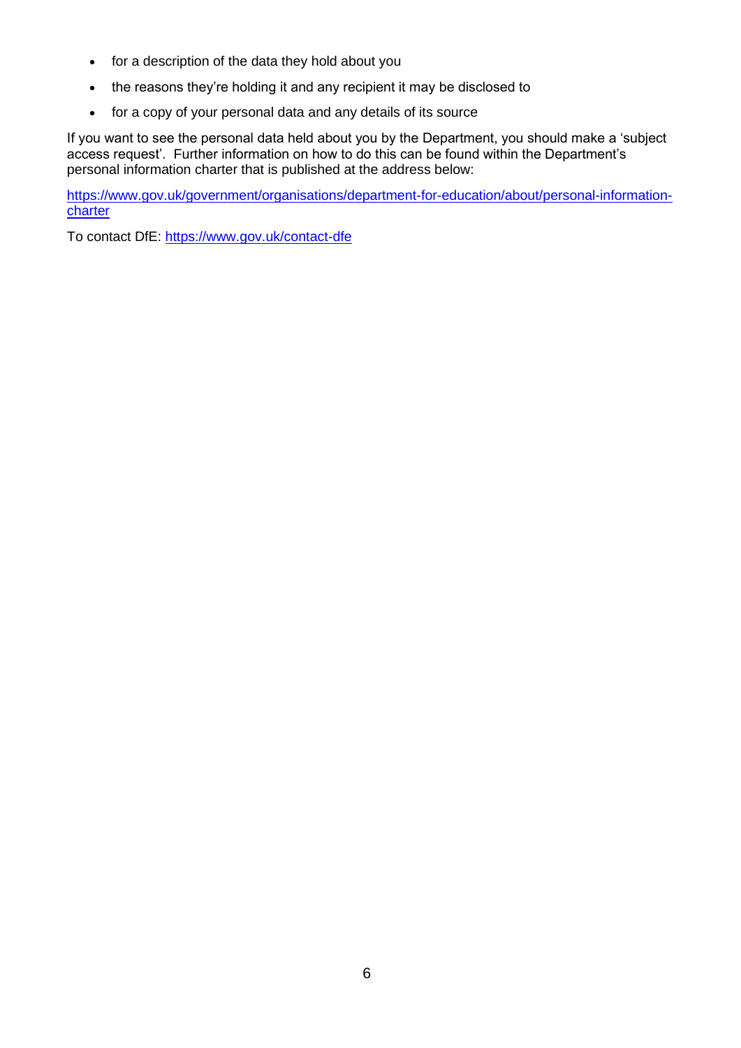- for a description of the data they hold about you
- the reasons they're holding it and any recipient it may be disclosed to
- for a copy of your personal data and any details of its source

If you want to see the personal data held about you by the Department, you should make a 'subject access request'. Further information on how to do this can be found within the Department's personal information charter that is published at the address below:

[https://www.gov.uk/government/organisations/department-for-education/about/personal-information-charter](https://www.gov.uk/government/organisations/department-for-education/about/personal-information-charter)

To contact DfE: [https://www.gov.uk/contact-dfe](https://www.gov.uk/contact-dfe)